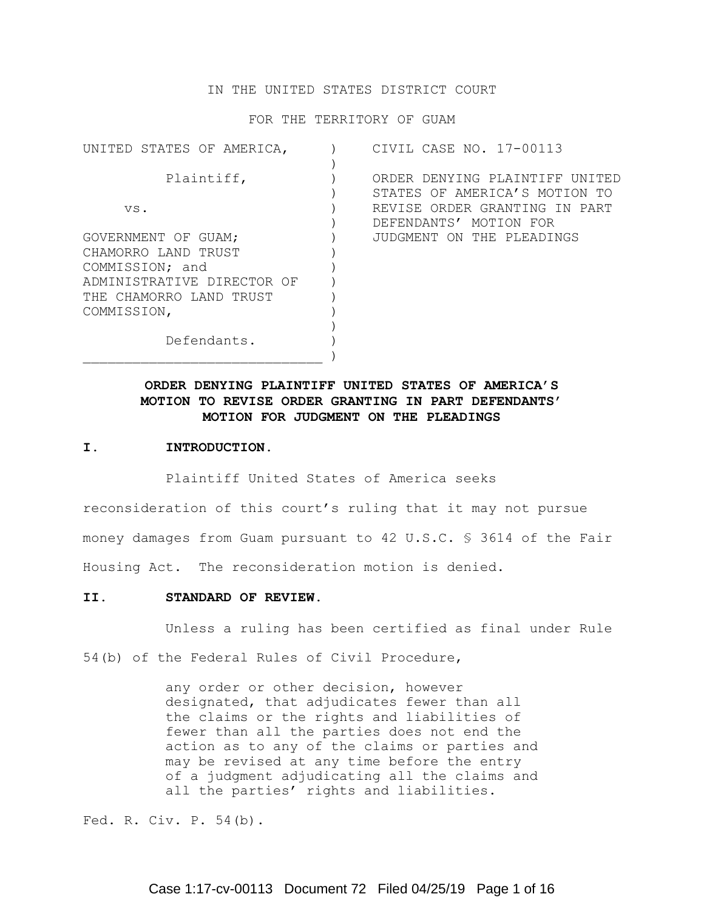IN THE UNITED STATES DISTRICT COURT

FOR THE TERRITORY OF GUAM

| | | |
|---|---|---|
| UNITED STATES OF AMERICA,<br><br>Plaintiff,<br><br>vs.<br><br>GOVERNMENT OF GUAM; CHAMORRO LAND TRUST COMMISSION; and ADMINISTRATIVE DIRECTOR OF THE CHAMORRO LAND TRUST COMMISSION,<br><br>Defendants. | ) | CIVIL CASE NO. 17-00113<br><br>ORDER DENYING PLAINTIFF UNITED STATES OF AMERICA'S MOTION TO REVISE ORDER GRANTING IN PART DEFENDANTS' MOTION FOR JUDGMENT ON THE PLEADINGS |

**ORDER DENYING PLAINTIFF UNITED STATES OF AMERICA'S MOTION TO REVISE ORDER GRANTING IN PART DEFENDANTS' MOTION FOR JUDGMENT ON THE PLEADINGS**

## I. INTRODUCTION.

Plaintiff United States of America seeks reconsideration of this court's ruling that it may not pursue money damages from Guam pursuant to 42 U.S.C. § 3614 of the Fair Housing Act. The reconsideration motion is denied.

## II. STANDARD OF REVIEW.

Unless a ruling has been certified as final under Rule 54(b) of the Federal Rules of Civil Procedure,

> any order or other decision, however designated, that adjudicates fewer than all the claims or the rights and liabilities of fewer than all the parties does not end the action as to any of the claims or parties and may be revised at any time before the entry of a judgment adjudicating all the claims and all the parties' rights and liabilities.

Fed. R. Civ. P. 54(b).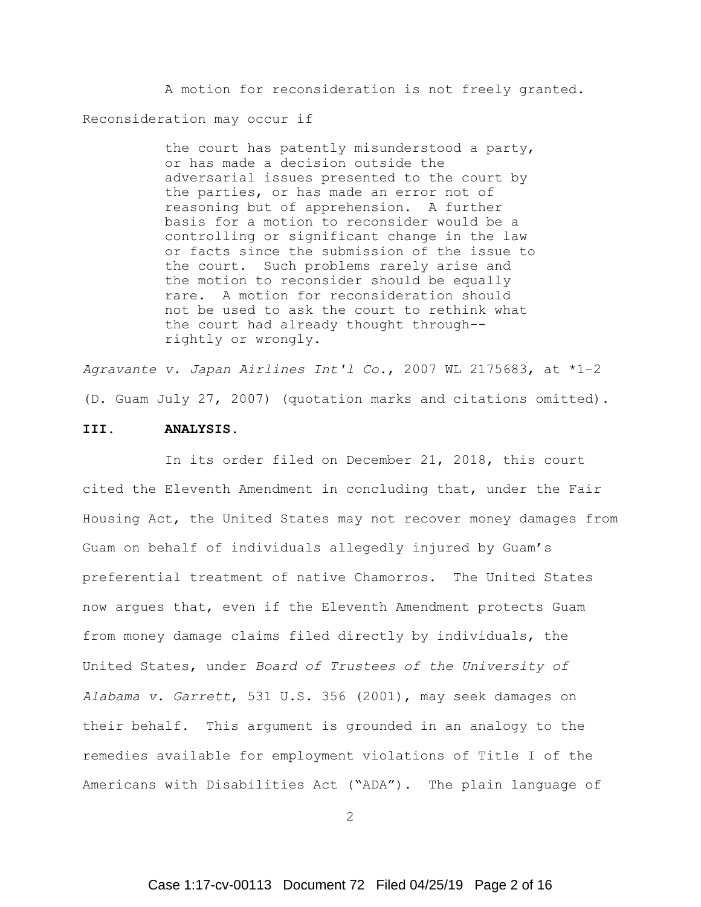A motion for reconsideration is not freely granted. Reconsideration may occur if

> the court has patently misunderstood a party, or has made a decision outside the adversarial issues presented to the court by the parties, or has made an error not of reasoning but of apprehension. A further basis for a motion to reconsider would be a controlling or significant change in the law or facts since the submission of the issue to the court. Such problems rarely arise and the motion to reconsider should be equally rare. A motion for reconsideration should not be used to ask the court to rethink what the court had already thought through--rightly or wrongly.

*Agravante v. Japan Airlines Int'l Co.*, 2007 WL 2175683, at *1–2 (D. Guam July 27, 2007) (quotation marks and citations omitted).

**III. ANALYSIS.**

In its order filed on December 21, 2018, this court cited the Eleventh Amendment in concluding that, under the Fair Housing Act, the United States may not recover money damages from Guam on behalf of individuals allegedly injured by Guam's preferential treatment of native Chamorros. The United States now argues that, even if the Eleventh Amendment protects Guam from money damage claims filed directly by individuals, the United States, under *Board of Trustees of the University of Alabama v. Garrett*, 531 U.S. 356 (2001), may seek damages on their behalf. This argument is grounded in an analogy to the remedies available for employment violations of Title I of the Americans with Disabilities Act ("ADA"). The plain language of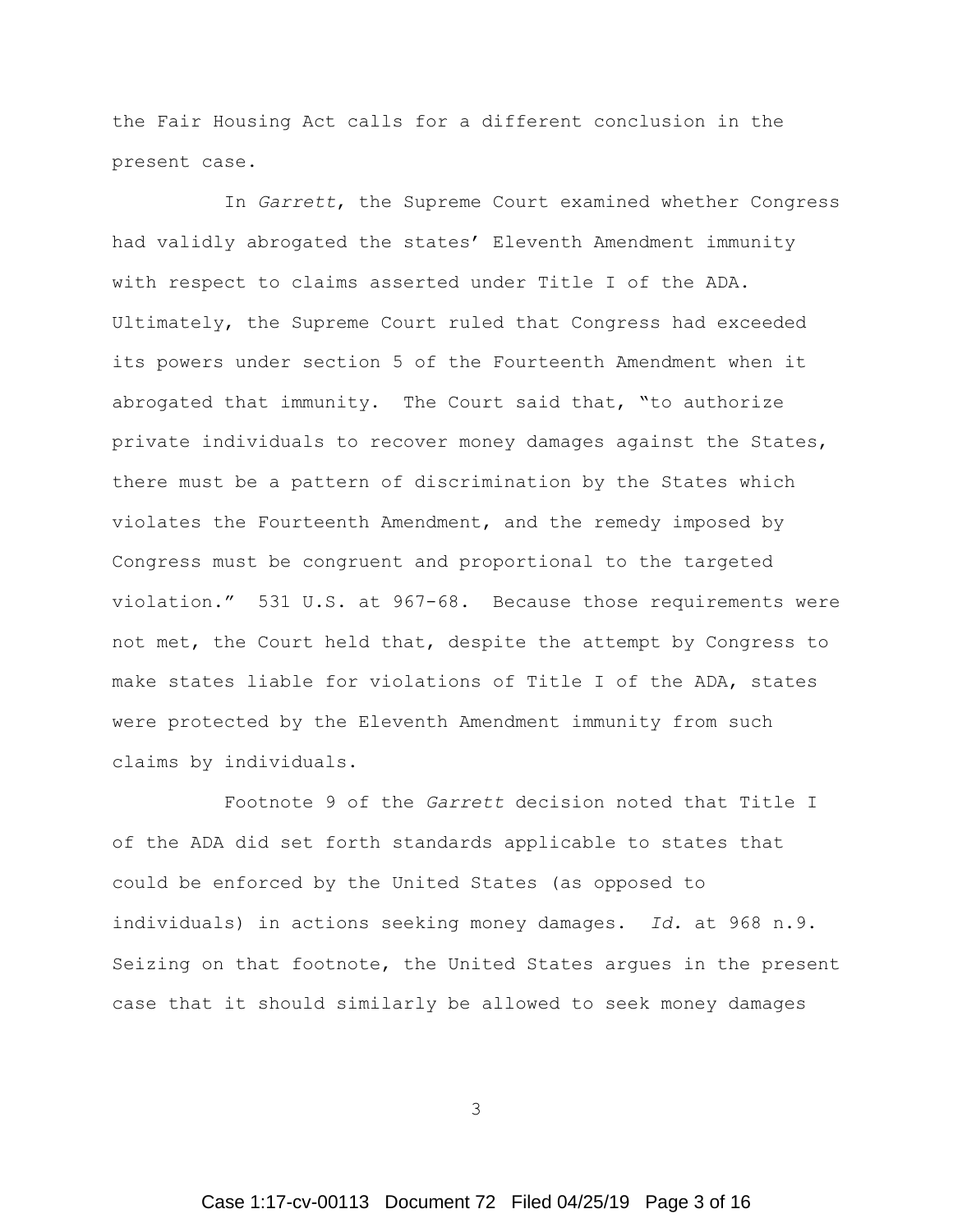the Fair Housing Act calls for a different conclusion in the present case.

In *Garrett*, the Supreme Court examined whether Congress had validly abrogated the states' Eleventh Amendment immunity with respect to claims asserted under Title I of the ADA. Ultimately, the Supreme Court ruled that Congress had exceeded its powers under section 5 of the Fourteenth Amendment when it abrogated that immunity. The Court said that, "to authorize private individuals to recover money damages against the States, there must be a pattern of discrimination by the States which violates the Fourteenth Amendment, and the remedy imposed by Congress must be congruent and proportional to the targeted violation." 531 U.S. at 967-68. Because those requirements were not met, the Court held that, despite the attempt by Congress to make states liable for violations of Title I of the ADA, states were protected by the Eleventh Amendment immunity from such claims by individuals.

Footnote 9 of the *Garrett* decision noted that Title I of the ADA did set forth standards applicable to states that could be enforced by the United States (as opposed to individuals) in actions seeking money damages. *Id.* at 968 n.9. Seizing on that footnote, the United States argues in the present case that it should similarly be allowed to seek money damages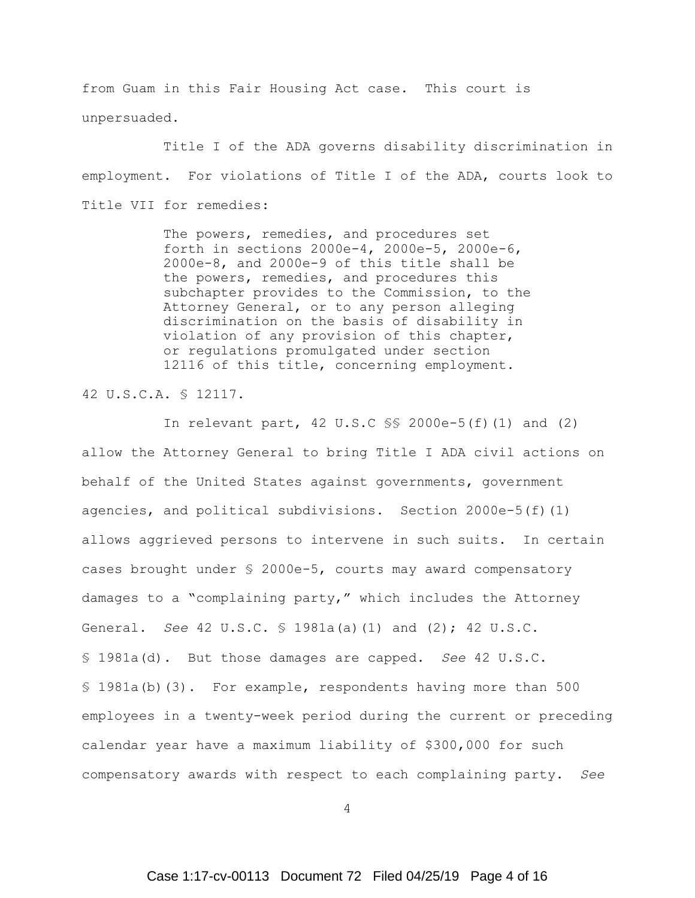from Guam in this Fair Housing Act case. This court is unpersuaded.

Title I of the ADA governs disability discrimination in employment. For violations of Title I of the ADA, courts look to Title VII for remedies:

> The powers, remedies, and procedures set forth in sections 2000e-4, 2000e-5, 2000e-6, 2000e-8, and 2000e-9 of this title shall be the powers, remedies, and procedures this subchapter provides to the Commission, to the Attorney General, or to any person alleging discrimination on the basis of disability in violation of any provision of this chapter, or regulations promulgated under section 12116 of this title, concerning employment.

42 U.S.C.A. § 12117.

In relevant part, 42 U.S.C §§ 2000e-5(f)(1) and (2) allow the Attorney General to bring Title I ADA civil actions on behalf of the United States against governments, government agencies, and political subdivisions. Section 2000e-5(f)(1) allows aggrieved persons to intervene in such suits. In certain cases brought under § 2000e-5, courts may award compensatory damages to a "complaining party," which includes the Attorney General. *See* 42 U.S.C. § 1981a(a)(1) and (2); 42 U.S.C. § 1981a(d). But those damages are capped. *See* 42 U.S.C. § 1981a(b)(3). For example, respondents having more than 500 employees in a twenty-week period during the current or preceding calendar year have a maximum liability of $300,000 for such compensatory awards with respect to each complaining party. *See*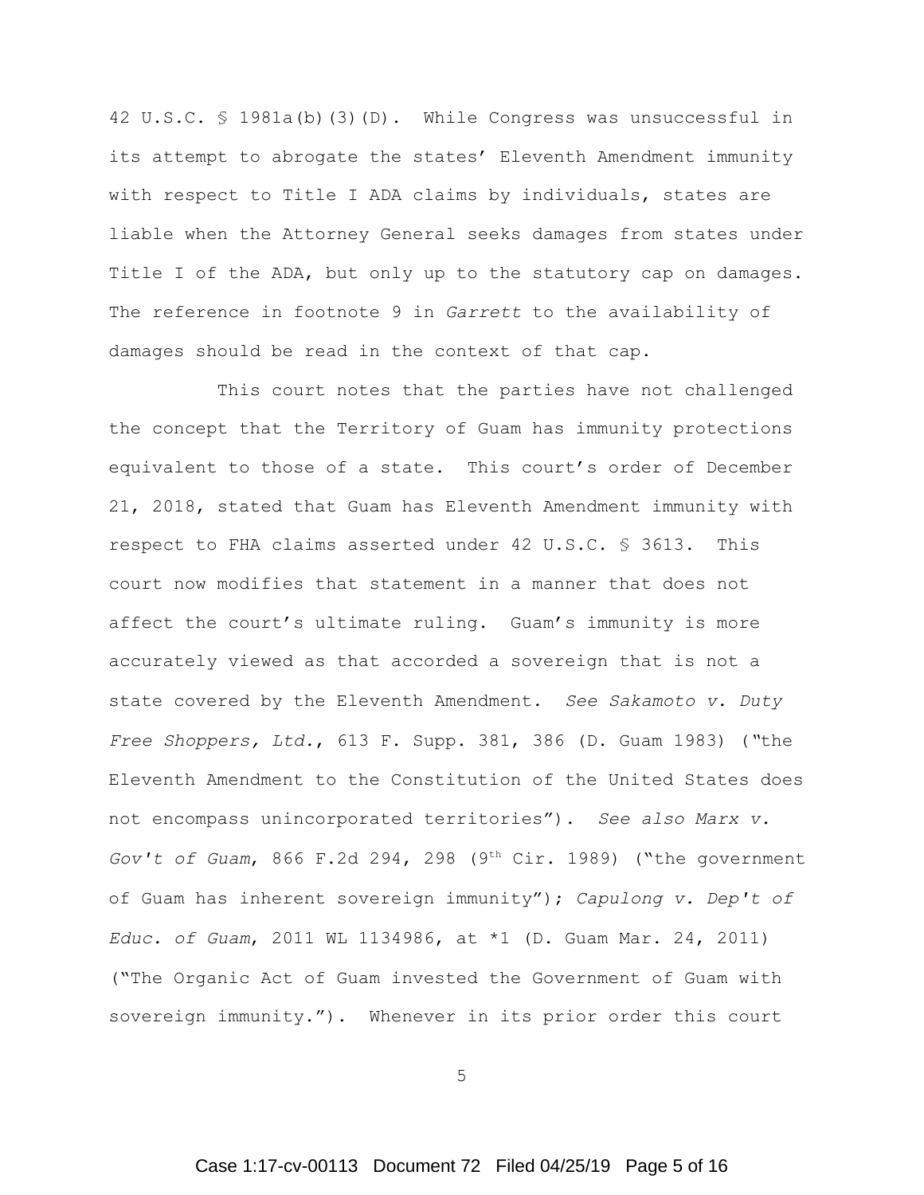42 U.S.C. § 1981a(b)(3)(D). While Congress was unsuccessful in its attempt to abrogate the states' Eleventh Amendment immunity with respect to Title I ADA claims by individuals, states are liable when the Attorney General seeks damages from states under Title I of the ADA, but only up to the statutory cap on damages. The reference in footnote 9 in *Garrett* to the availability of damages should be read in the context of that cap.

This court notes that the parties have not challenged the concept that the Territory of Guam has immunity protections equivalent to those of a state. This court's order of December 21, 2018, stated that Guam has Eleventh Amendment immunity with respect to FHA claims asserted under 42 U.S.C. § 3613. This court now modifies that statement in a manner that does not affect the court's ultimate ruling. Guam's immunity is more accurately viewed as that accorded a sovereign that is not a state covered by the Eleventh Amendment. *See Sakamoto v. Duty Free Shoppers, Ltd.*, 613 F. Supp. 381, 386 (D. Guam 1983) ("the Eleventh Amendment to the Constitution of the United States does not encompass unincorporated territories"). *See also Marx v. Gov't of Guam*, 866 F.2d 294, 298 (9th Cir. 1989) ("the government of Guam has inherent sovereign immunity"); *Capulong v. Dep't of Educ. of Guam*, 2011 WL 1134986, at *1 (D. Guam Mar. 24, 2011) ("The Organic Act of Guam invested the Government of Guam with sovereign immunity."). Whenever in its prior order this court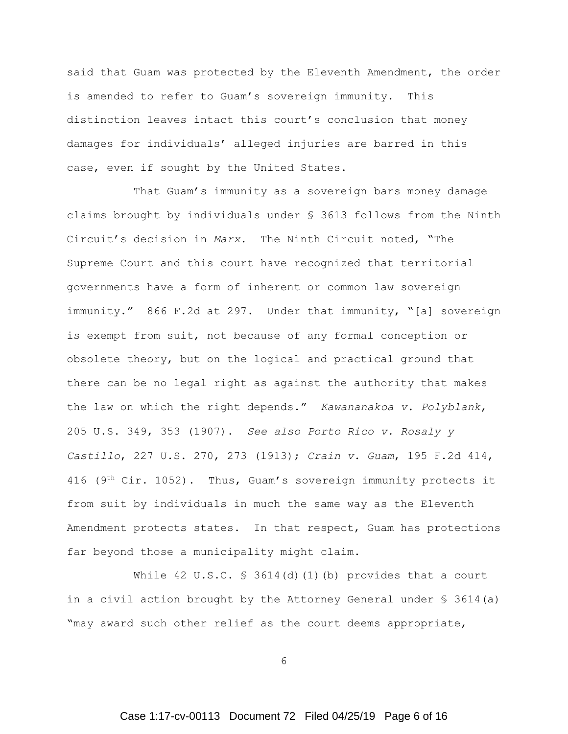said that Guam was protected by the Eleventh Amendment, the order is amended to refer to Guam's sovereign immunity. This distinction leaves intact this court's conclusion that money damages for individuals' alleged injuries are barred in this case, even if sought by the United States.

That Guam's immunity as a sovereign bars money damage claims brought by individuals under § 3613 follows from the Ninth Circuit's decision in *Marx*. The Ninth Circuit noted, "The Supreme Court and this court have recognized that territorial governments have a form of inherent or common law sovereign immunity." 866 F.2d at 297. Under that immunity, "[a] sovereign is exempt from suit, not because of any formal conception or obsolete theory, but on the logical and practical ground that there can be no legal right as against the authority that makes the law on which the right depends." *Kawananakoa v. Polyblank*, 205 U.S. 349, 353 (1907). *See also Porto Rico v. Rosaly y Castillo*, 227 U.S. 270, 273 (1913); *Crain v. Guam*, 195 F.2d 414, 416 (9th Cir. 1052). Thus, Guam's sovereign immunity protects it from suit by individuals in much the same way as the Eleventh Amendment protects states. In that respect, Guam has protections far beyond those a municipality might claim.

While 42 U.S.C. § 3614(d)(1)(b) provides that a court in a civil action brought by the Attorney General under § 3614(a) "may award such other relief as the court deems appropriate,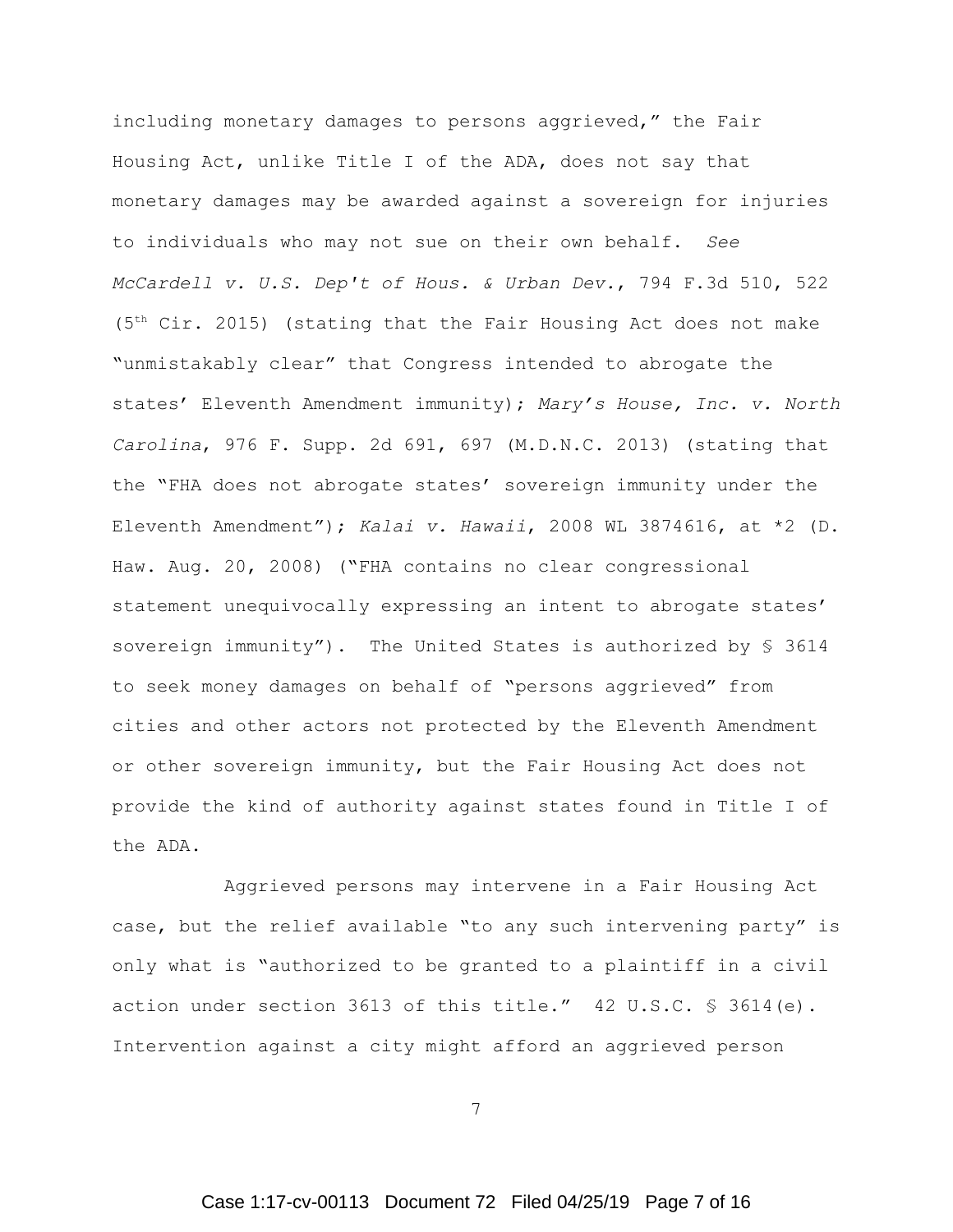including monetary damages to persons aggrieved," the Fair Housing Act, unlike Title I of the ADA, does not say that monetary damages may be awarded against a sovereign for injuries to individuals who may not sue on their own behalf. *See McCardell v. U.S. Dep't of Hous. & Urban Dev.*, 794 F.3d 510, 522 (5th Cir. 2015) (stating that the Fair Housing Act does not make "unmistakably clear" that Congress intended to abrogate the states' Eleventh Amendment immunity); *Mary's House, Inc. v. North Carolina*, 976 F. Supp. 2d 691, 697 (M.D.N.C. 2013) (stating that the "FHA does not abrogate states' sovereign immunity under the Eleventh Amendment"); *Kalai v. Hawaii*, 2008 WL 3874616, at *2 (D. Haw. Aug. 20, 2008) ("FHA contains no clear congressional statement unequivocally expressing an intent to abrogate states' sovereign immunity"). The United States is authorized by § 3614 to seek money damages on behalf of "persons aggrieved" from cities and other actors not protected by the Eleventh Amendment or other sovereign immunity, but the Fair Housing Act does not provide the kind of authority against states found in Title I of the ADA.

Aggrieved persons may intervene in a Fair Housing Act case, but the relief available "to any such intervening party" is only what is "authorized to be granted to a plaintiff in a civil action under section 3613 of this title." 42 U.S.C. § 3614(e). Intervention against a city might afford an aggrieved person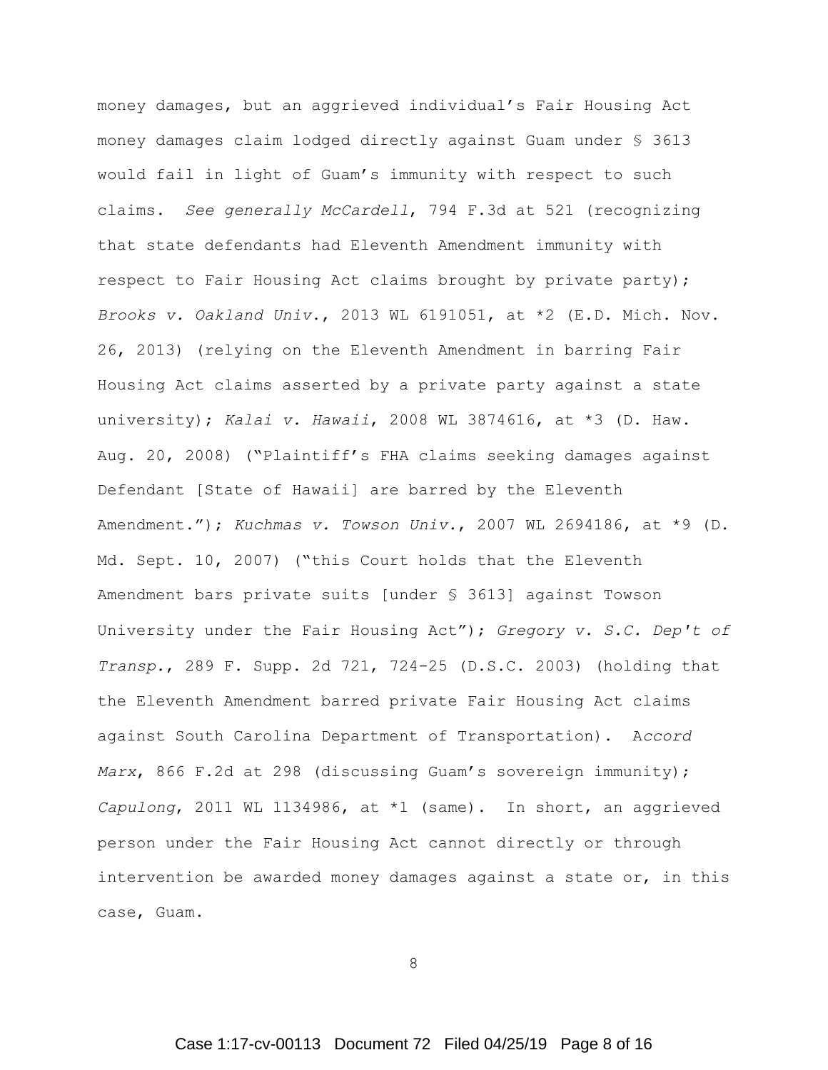money damages, but an aggrieved individual's Fair Housing Act money damages claim lodged directly against Guam under § 3613 would fail in light of Guam's immunity with respect to such claims. *See generally McCardell*, 794 F.3d at 521 (recognizing that state defendants had Eleventh Amendment immunity with respect to Fair Housing Act claims brought by private party); *Brooks v. Oakland Univ.*, 2013 WL 6191051, at *2 (E.D. Mich. Nov. 26, 2013) (relying on the Eleventh Amendment in barring Fair Housing Act claims asserted by a private party against a state university); *Kalai v. Hawaii*, 2008 WL 3874616, at *3 (D. Haw. Aug. 20, 2008) ("Plaintiff's FHA claims seeking damages against Defendant [State of Hawaii] are barred by the Eleventh Amendment."); *Kuchmas v. Towson Univ.*, 2007 WL 2694186, at *9 (D. Md. Sept. 10, 2007) ("this Court holds that the Eleventh Amendment bars private suits [under § 3613] against Towson University under the Fair Housing Act"); *Gregory v. S.C. Dep't of Transp.*, 289 F. Supp. 2d 721, 724-25 (D.S.C. 2003) (holding that the Eleventh Amendment barred private Fair Housing Act claims against South Carolina Department of Transportation). *Accord Marx*, 866 F.2d at 298 (discussing Guam's sovereign immunity); *Capulong*, 2011 WL 1134986, at *1 (same). In short, an aggrieved person under the Fair Housing Act cannot directly or through intervention be awarded money damages against a state or, in this case, Guam.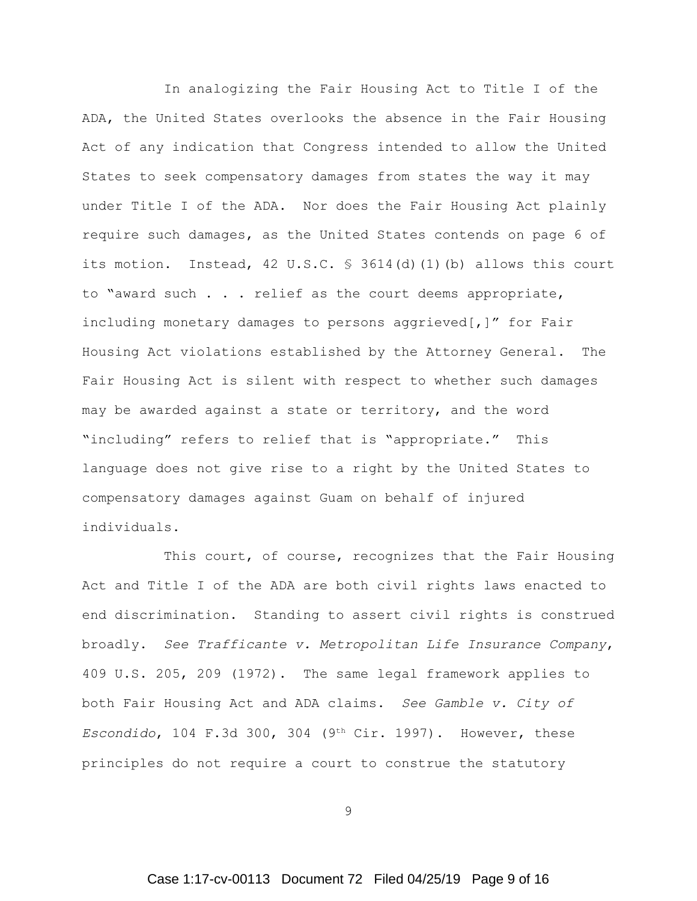In analogizing the Fair Housing Act to Title I of the ADA, the United States overlooks the absence in the Fair Housing Act of any indication that Congress intended to allow the United States to seek compensatory damages from states the way it may under Title I of the ADA. Nor does the Fair Housing Act plainly require such damages, as the United States contends on page 6 of its motion. Instead, 42 U.S.C. § 3614(d)(1)(b) allows this court to "award such . . . relief as the court deems appropriate, including monetary damages to persons aggrieved[,]" for Fair Housing Act violations established by the Attorney General. The Fair Housing Act is silent with respect to whether such damages may be awarded against a state or territory, and the word "including" refers to relief that is "appropriate." This language does not give rise to a right by the United States to compensatory damages against Guam on behalf of injured individuals.

This court, of course, recognizes that the Fair Housing Act and Title I of the ADA are both civil rights laws enacted to end discrimination. Standing to assert civil rights is construed broadly. *See Trafficante v. Metropolitan Life Insurance Company*, 409 U.S. 205, 209 (1972). The same legal framework applies to both Fair Housing Act and ADA claims. *See Gamble v. City of Escondido*, 104 F.3d 300, 304 (9th Cir. 1997). However, these principles do not require a court to construe the statutory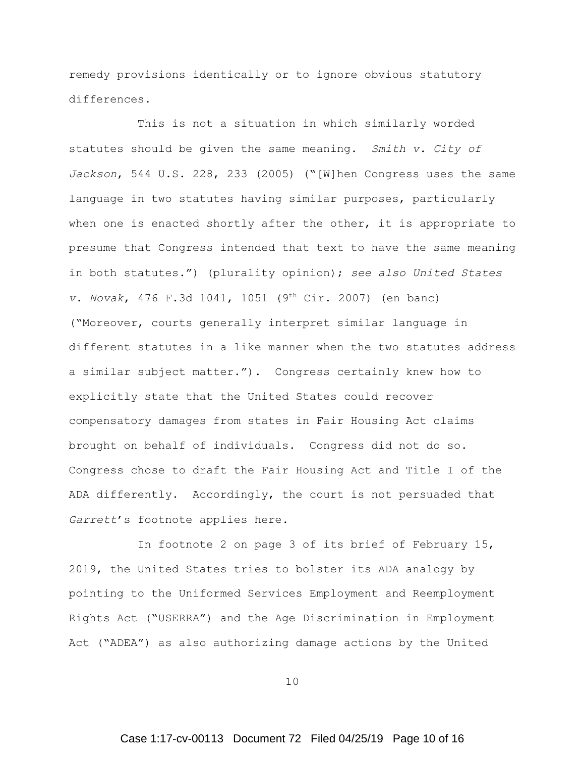remedy provisions identically or to ignore obvious statutory differences.

This is not a situation in which similarly worded statutes should be given the same meaning. *Smith v. City of Jackson*, 544 U.S. 228, 233 (2005) ("[W]hen Congress uses the same language in two statutes having similar purposes, particularly when one is enacted shortly after the other, it is appropriate to presume that Congress intended that text to have the same meaning in both statutes.") (plurality opinion); *see also United States v. Novak*, 476 F.3d 1041, 1051 (9th Cir. 2007) (en banc) ("Moreover, courts generally interpret similar language in different statutes in a like manner when the two statutes address a similar subject matter."). Congress certainly knew how to explicitly state that the United States could recover compensatory damages from states in Fair Housing Act claims brought on behalf of individuals. Congress did not do so. Congress chose to draft the Fair Housing Act and Title I of the ADA differently. Accordingly, the court is not persuaded that *Garrett*'s footnote applies here.

In footnote 2 on page 3 of its brief of February 15, 2019, the United States tries to bolster its ADA analogy by pointing to the Uniformed Services Employment and Reemployment Rights Act ("USERRA") and the Age Discrimination in Employment Act ("ADEA") as also authorizing damage actions by the United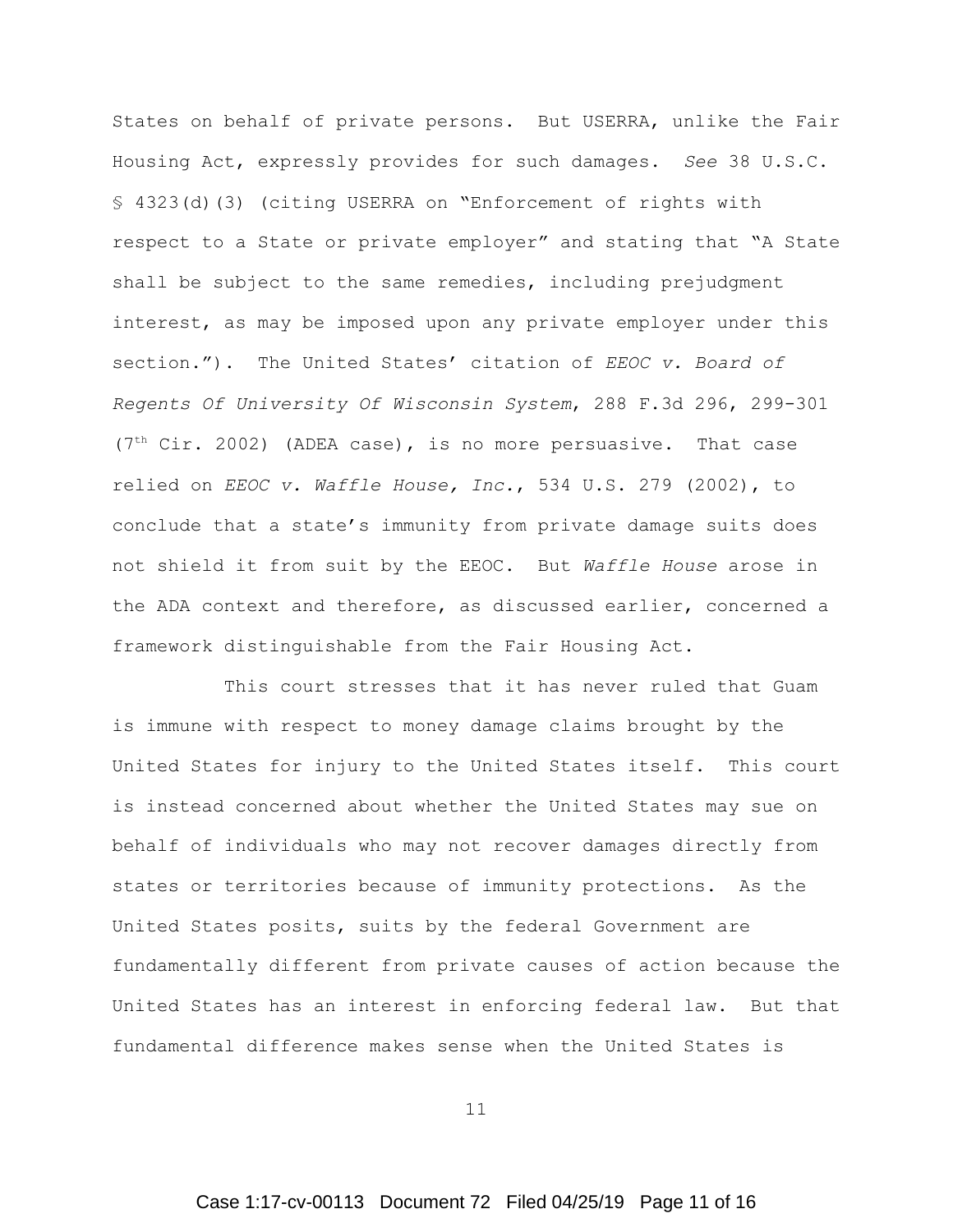States on behalf of private persons. But USERRA, unlike the Fair Housing Act, expressly provides for such damages. *See* 38 U.S.C. § 4323(d)(3) (citing USERRA on "Enforcement of rights with respect to a State or private employer" and stating that "A State shall be subject to the same remedies, including prejudgment interest, as may be imposed upon any private employer under this section."). The United States' citation of *EEOC v. Board of Regents Of University Of Wisconsin System*, 288 F.3d 296, 299-301 (7th Cir. 2002) (ADEA case), is no more persuasive. That case relied on *EEOC v. Waffle House, Inc.*, 534 U.S. 279 (2002), to conclude that a state's immunity from private damage suits does not shield it from suit by the EEOC. But *Waffle House* arose in the ADA context and therefore, as discussed earlier, concerned a framework distinguishable from the Fair Housing Act.

This court stresses that it has never ruled that Guam is immune with respect to money damage claims brought by the United States for injury to the United States itself. This court is instead concerned about whether the United States may sue on behalf of individuals who may not recover damages directly from states or territories because of immunity protections. As the United States posits, suits by the federal Government are fundamentally different from private causes of action because the United States has an interest in enforcing federal law. But that fundamental difference makes sense when the United States is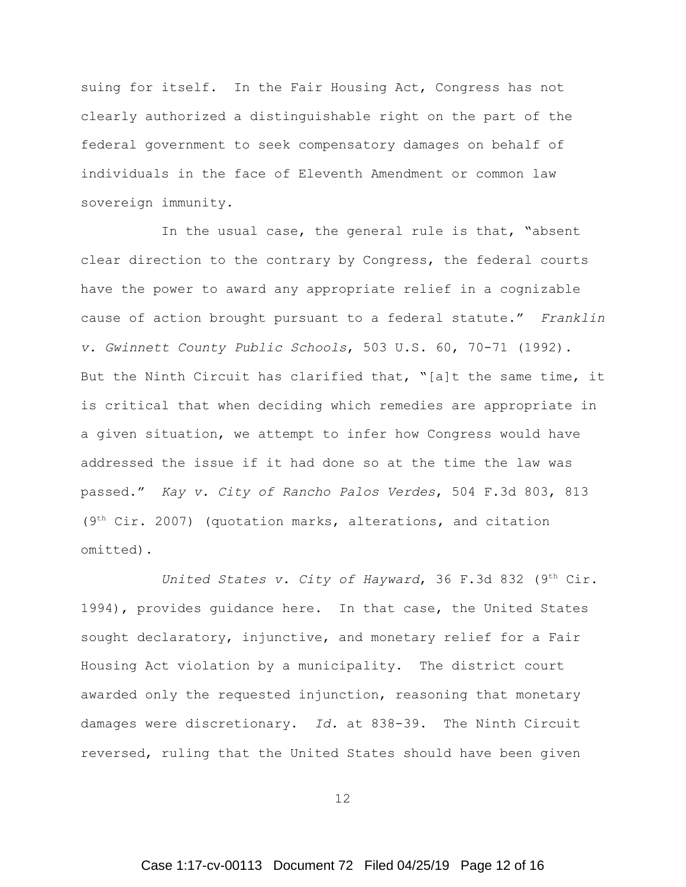suing for itself. In the Fair Housing Act, Congress has not clearly authorized a distinguishable right on the part of the federal government to seek compensatory damages on behalf of individuals in the face of Eleventh Amendment or common law sovereign immunity.

In the usual case, the general rule is that, "absent clear direction to the contrary by Congress, the federal courts have the power to award any appropriate relief in a cognizable cause of action brought pursuant to a federal statute." *Franklin v. Gwinnett County Public Schools*, 503 U.S. 60, 70-71 (1992). But the Ninth Circuit has clarified that, "[a]t the same time, it is critical that when deciding which remedies are appropriate in a given situation, we attempt to infer how Congress would have addressed the issue if it had done so at the time the law was passed." *Kay v. City of Rancho Palos Verdes*, 504 F.3d 803, 813 (9th Cir. 2007) (quotation marks, alterations, and citation omitted).

*United States v. City of Hayward*, 36 F.3d 832 (9th Cir. 1994), provides guidance here. In that case, the United States sought declaratory, injunctive, and monetary relief for a Fair Housing Act violation by a municipality. The district court awarded only the requested injunction, reasoning that monetary damages were discretionary. *Id.* at 838-39. The Ninth Circuit reversed, ruling that the United States should have been given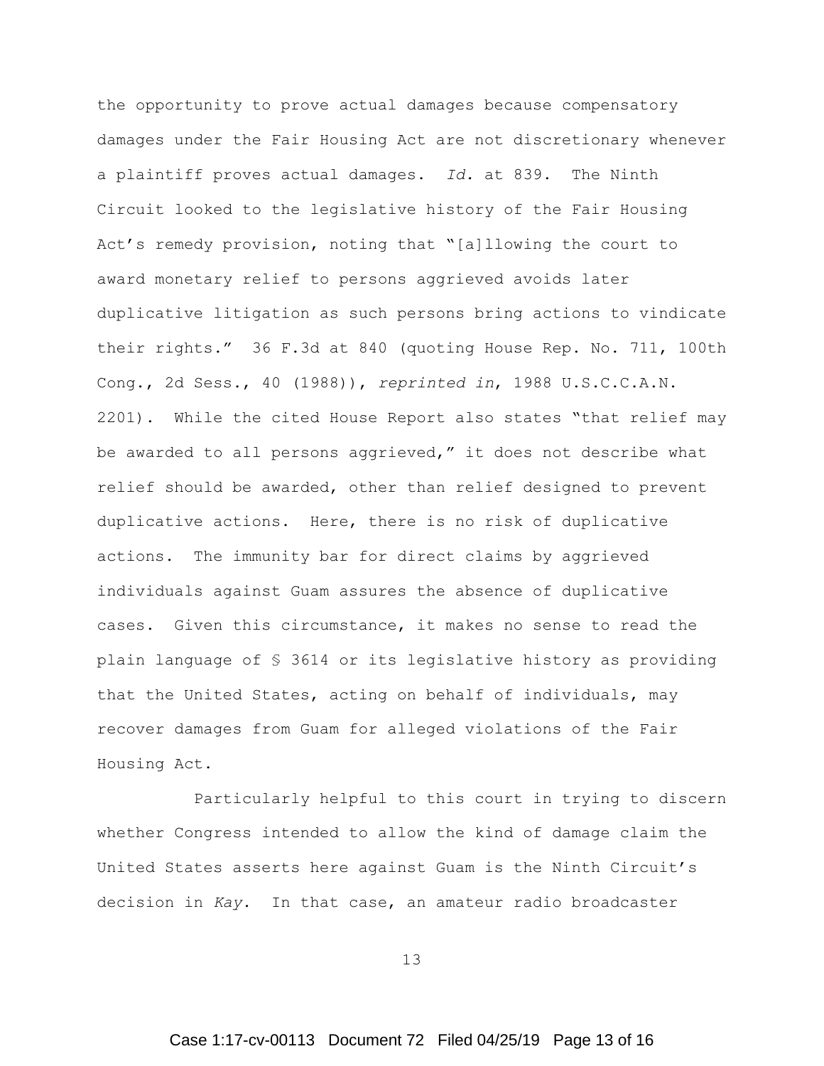the opportunity to prove actual damages because compensatory damages under the Fair Housing Act are not discretionary whenever a plaintiff proves actual damages. *Id.* at 839. The Ninth Circuit looked to the legislative history of the Fair Housing Act's remedy provision, noting that "[a]llowing the court to award monetary relief to persons aggrieved avoids later duplicative litigation as such persons bring actions to vindicate their rights." 36 F.3d at 840 (quoting House Rep. No. 711, 100th Cong., 2d Sess., 40 (1988)), *reprinted in*, 1988 U.S.C.C.A.N. 2201). While the cited House Report also states "that relief may be awarded to all persons aggrieved," it does not describe what relief should be awarded, other than relief designed to prevent duplicative actions. Here, there is no risk of duplicative actions. The immunity bar for direct claims by aggrieved individuals against Guam assures the absence of duplicative cases. Given this circumstance, it makes no sense to read the plain language of § 3614 or its legislative history as providing that the United States, acting on behalf of individuals, may recover damages from Guam for alleged violations of the Fair Housing Act.

Particularly helpful to this court in trying to discern whether Congress intended to allow the kind of damage claim the United States asserts here against Guam is the Ninth Circuit's decision in *Kay*. In that case, an amateur radio broadcaster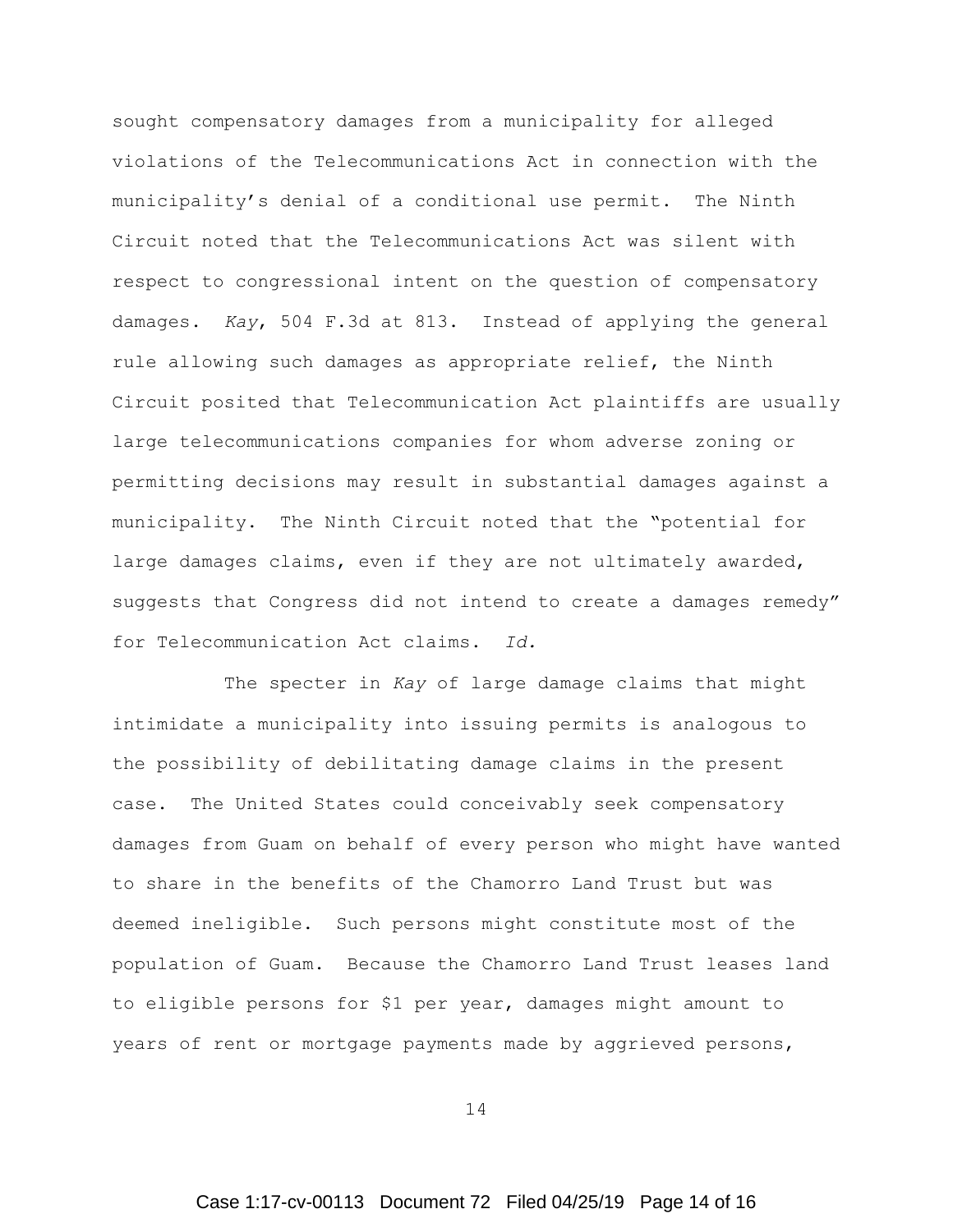sought compensatory damages from a municipality for alleged violations of the Telecommunications Act in connection with the municipality's denial of a conditional use permit. The Ninth Circuit noted that the Telecommunications Act was silent with respect to congressional intent on the question of compensatory damages. *Kay*, 504 F.3d at 813. Instead of applying the general rule allowing such damages as appropriate relief, the Ninth Circuit posited that Telecommunication Act plaintiffs are usually large telecommunications companies for whom adverse zoning or permitting decisions may result in substantial damages against a municipality. The Ninth Circuit noted that the "potential for large damages claims, even if they are not ultimately awarded, suggests that Congress did not intend to create a damages remedy" for Telecommunication Act claims. *Id.*

The specter in *Kay* of large damage claims that might intimidate a municipality into issuing permits is analogous to the possibility of debilitating damage claims in the present case. The United States could conceivably seek compensatory damages from Guam on behalf of every person who might have wanted to share in the benefits of the Chamorro Land Trust but was deemed ineligible. Such persons might constitute most of the population of Guam. Because the Chamorro Land Trust leases land to eligible persons for $1 per year, damages might amount to years of rent or mortgage payments made by aggrieved persons,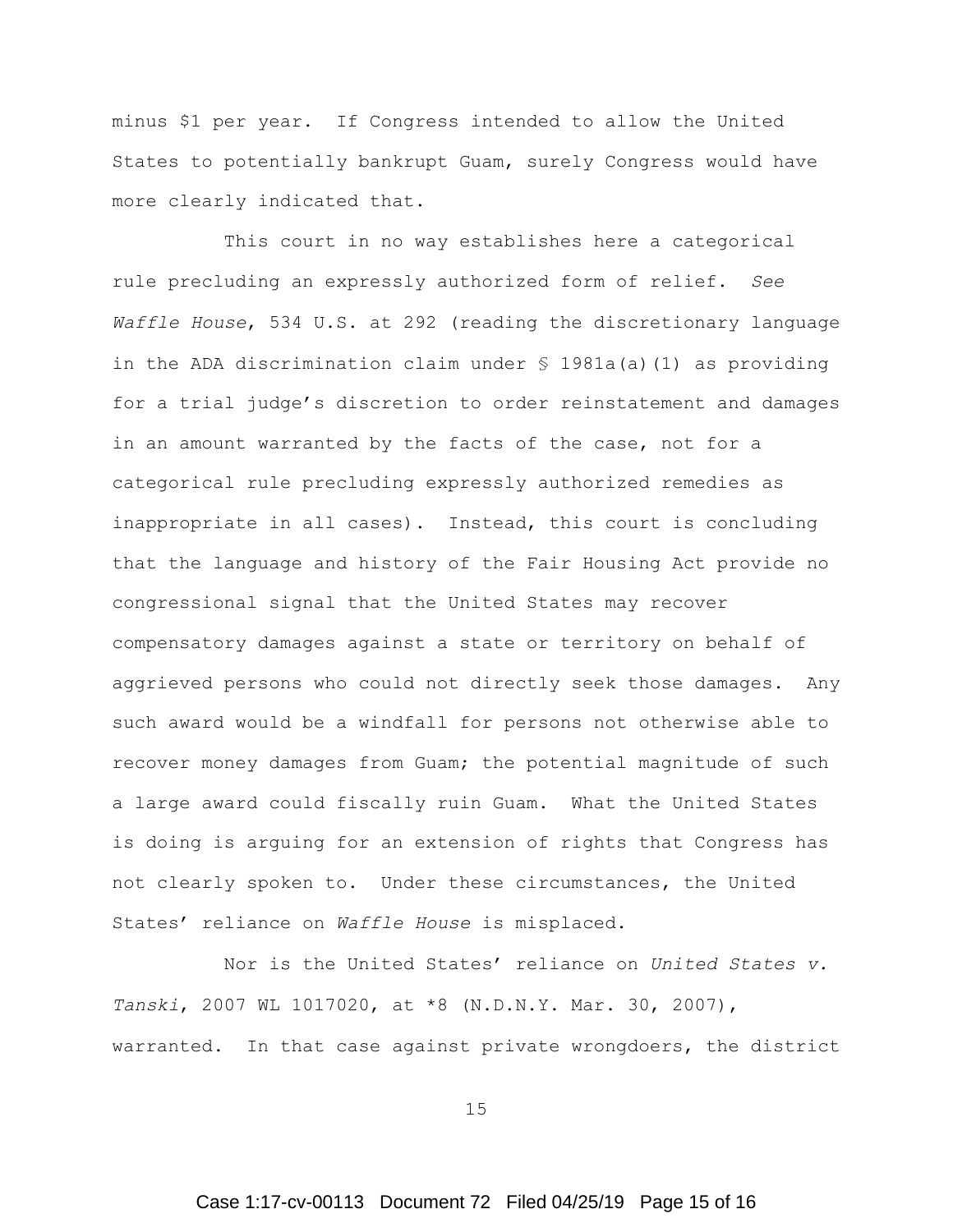minus $1 per year. If Congress intended to allow the United States to potentially bankrupt Guam, surely Congress would have more clearly indicated that.

This court in no way establishes here a categorical rule precluding an expressly authorized form of relief. *See Waffle House*, 534 U.S. at 292 (reading the discretionary language in the ADA discrimination claim under § 1981a(a)(1) as providing for a trial judge's discretion to order reinstatement and damages in an amount warranted by the facts of the case, not for a categorical rule precluding expressly authorized remedies as inappropriate in all cases). Instead, this court is concluding that the language and history of the Fair Housing Act provide no congressional signal that the United States may recover compensatory damages against a state or territory on behalf of aggrieved persons who could not directly seek those damages. Any such award would be a windfall for persons not otherwise able to recover money damages from Guam; the potential magnitude of such a large award could fiscally ruin Guam. What the United States is doing is arguing for an extension of rights that Congress has not clearly spoken to. Under these circumstances, the United States' reliance on *Waffle House* is misplaced.

Nor is the United States' reliance on *United States v. Tanski*, 2007 WL 1017020, at *8 (N.D.N.Y. Mar. 30, 2007), warranted. In that case against private wrongdoers, the district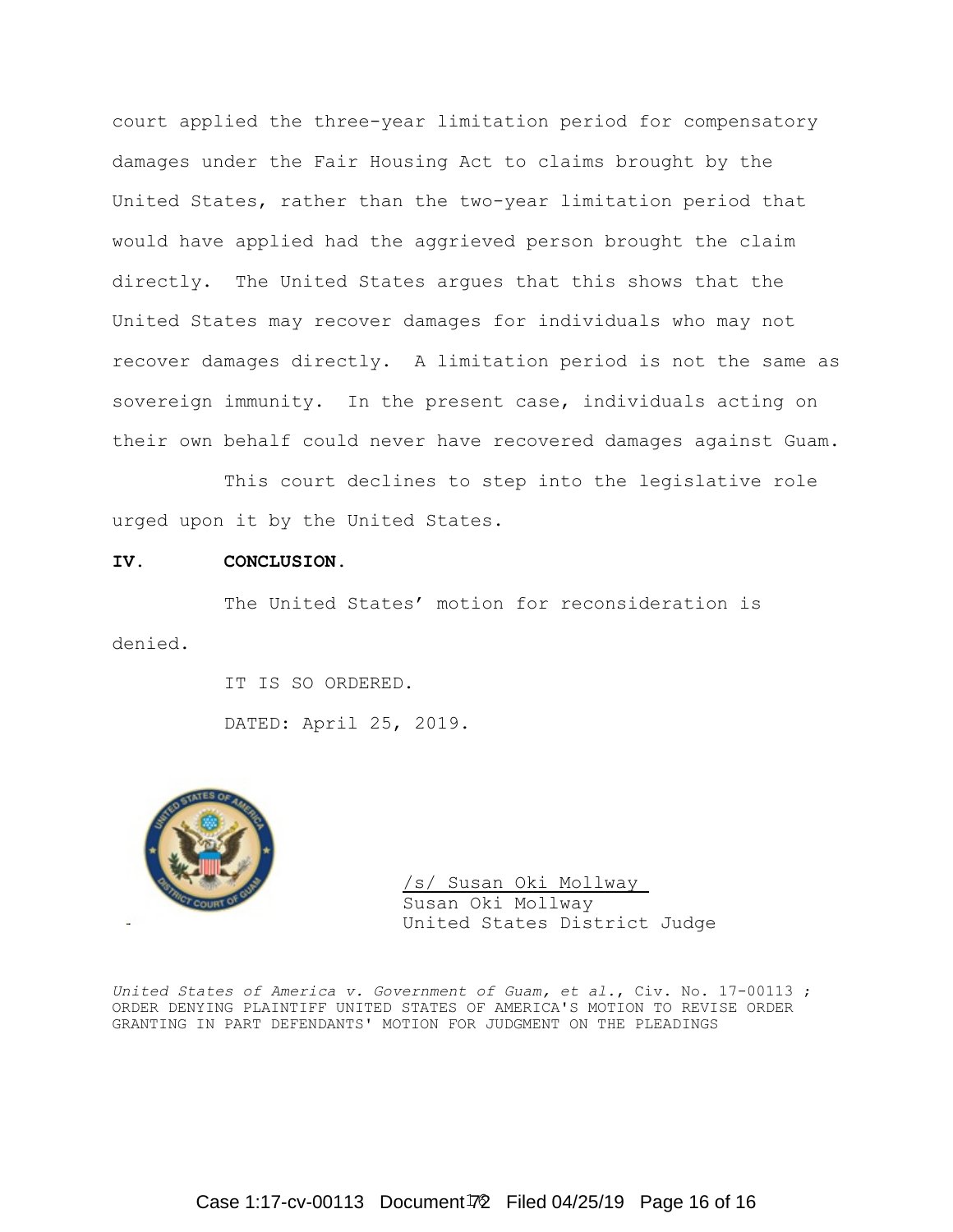court applied the three-year limitation period for compensatory damages under the Fair Housing Act to claims brought by the United States, rather than the two-year limitation period that would have applied had the aggrieved person brought the claim directly. The United States argues that this shows that the United States may recover damages for individuals who may not recover damages directly. A limitation period is not the same as sovereign immunity. In the present case, individuals acting on their own behalf could never have recovered damages against Guam.

This court declines to step into the legislative role urged upon it by the United States.

**IV. CONCLUSION.**

The United States' motion for reconsideration is denied.

IT IS SO ORDERED.

DATED: April 25, 2019.

/s/ Susan Oki Mollway
Susan Oki Mollway
United States District Judge

*United States of America v. Government of Guam, et al.*, Civ. No. 17-00113 ; ORDER DENYING PLAINTIFF UNITED STATES OF AMERICA'S MOTION TO REVISE ORDER GRANTING IN PART DEFENDANTS' MOTION FOR JUDGMENT ON THE PLEADINGS